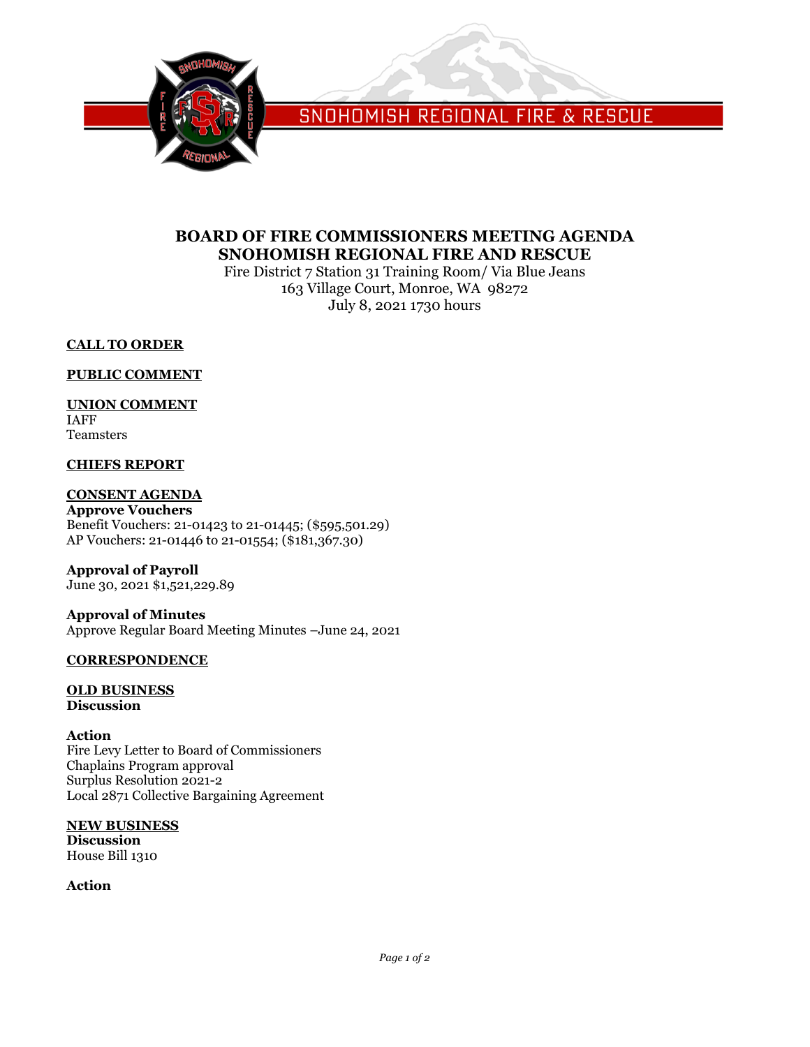SNOHOMISH REGIONAL FIRE & RESCUE

# BOARD OF FIRE COMMISSIONERS MEETING AGENDA
# SNOHOMISH REGIONAL FIRE AND RESCUE

Fire District 7 Station 31 Training Room/ Via Blue Jeans
163 Village Court, Monroe, WA 98272
July 8, 2021 1730 hours

**CALL TO ORDER**

**PUBLIC COMMENT**

**UNION COMMENT**
IAFF
Teamsters

**CHIEFS REPORT**

**CONSENT AGENDA**
**Approve Vouchers**
Benefit Vouchers: 21-01423 to 21-01445; ($595,501.29)
AP Vouchers: 21-01446 to 21-01554; ($181,367.30)

**Approval of Payroll**
June 30, 2021 $1,521,229.89

**Approval of Minutes**
Approve Regular Board Meeting Minutes –June 24, 2021

**CORRESPONDENCE**

**OLD BUSINESS**
**Discussion**

**Action**
Fire Levy Letter to Board of Commissioners
Chaplains Program approval
Surplus Resolution 2021-2
Local 2871 Collective Bargaining Agreement

**NEW BUSINESS**
**Discussion**
House Bill 1310

**Action**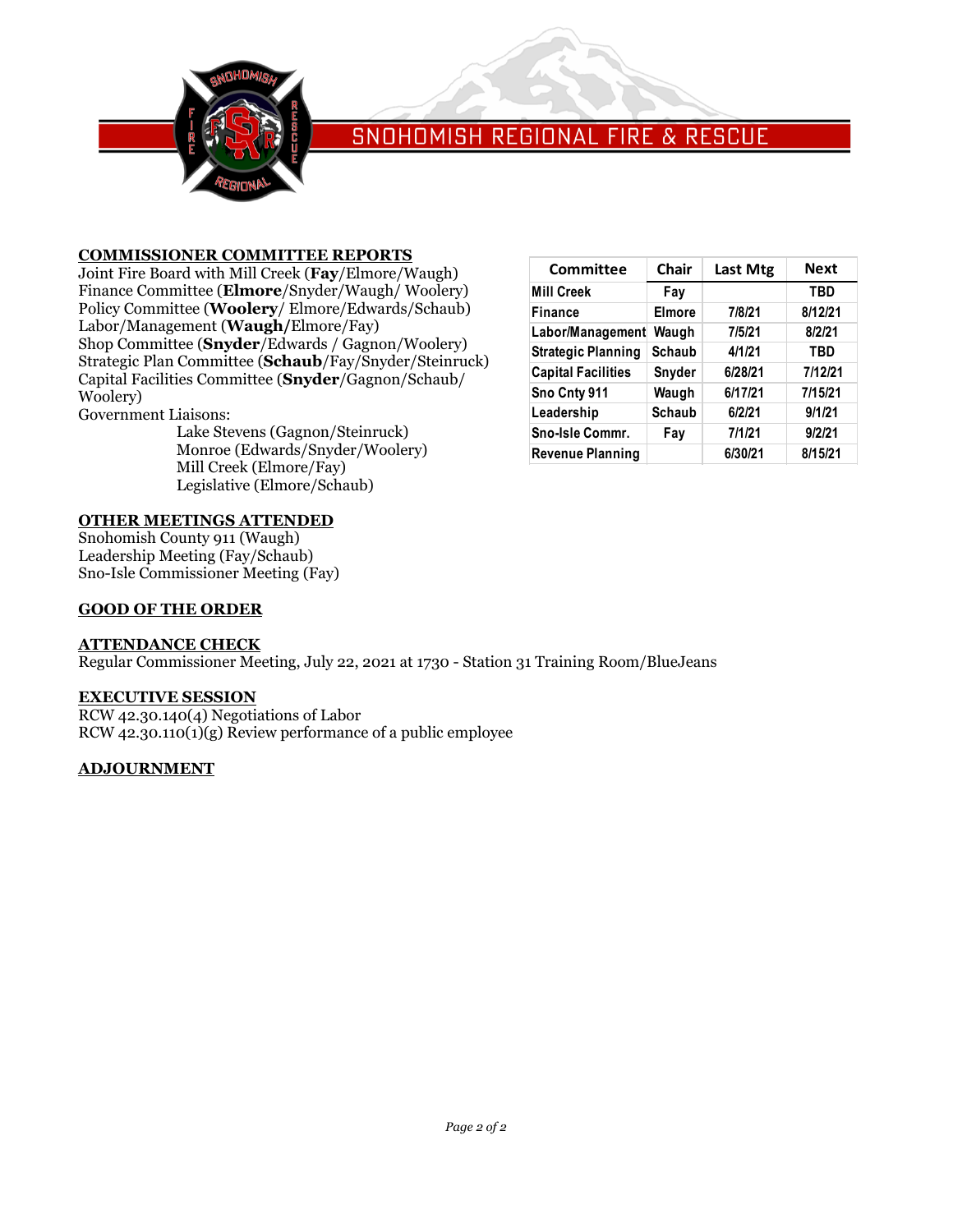SNOHOMISH REGIONAL FIRE & RESCUE

## COMMISSIONER COMMITTEE REPORTS

Joint Fire Board with Mill Creek (**Fay**/Elmore/Waugh)
Finance Committee (**Elmore**/Snyder/Waugh/ Woolery)
Policy Committee (**Woolery**/ Elmore/Edwards/Schaub)
Labor/Management (**Waugh**/Elmore/Fay)
Shop Committee (**Snyder**/Edwards / Gagnon/Woolery)
Strategic Plan Committee (**Schaub**/Fay/Snyder/Steinruck)
Capital Facilities Committee (**Snyder**/Gagnon/Schaub/ Woolery)
Government Liaisons:

- Lake Stevens (Gagnon/Steinruck)
- Monroe (Edwards/Snyder/Woolery)
- Mill Creek (Elmore/Fay)
- Legislative (Elmore/Schaub)

| Committee | Chair | Last Mtg | Next |
|---|---|---|---|
| Mill Creek | Fay | | TBD |
| Finance | Elmore | 7/8/21 | 8/12/21 |
| Labor/Management | Waugh | 7/5/21 | 8/2/21 |
| Strategic Planning | Schaub | 4/1/21 | TBD |
| Capital Facilities | Snyder | 6/28/21 | 7/12/21 |
| Sno Cnty 911 | Waugh | 6/17/21 | 7/15/21 |
| Leadership | Schaub | 6/2/21 | 9/1/21 |
| Sno-Isle Commr. | Fay | 7/1/21 | 9/2/21 |
| Revenue Planning | | 6/30/21 | 8/15/21 |

## OTHER MEETINGS ATTENDED

Snohomish County 911 (Waugh)
Leadership Meeting (Fay/Schaub)
Sno-Isle Commissioner Meeting (Fay)

## GOOD OF THE ORDER

## ATTENDANCE CHECK

Regular Commissioner Meeting, July 22, 2021 at 1730 - Station 31 Training Room/BlueJeans

## EXECUTIVE SESSION

RCW 42.30.140(4) Negotiations of Labor
RCW 42.30.110(1)(g) Review performance of a public employee

## ADJOURNMENT